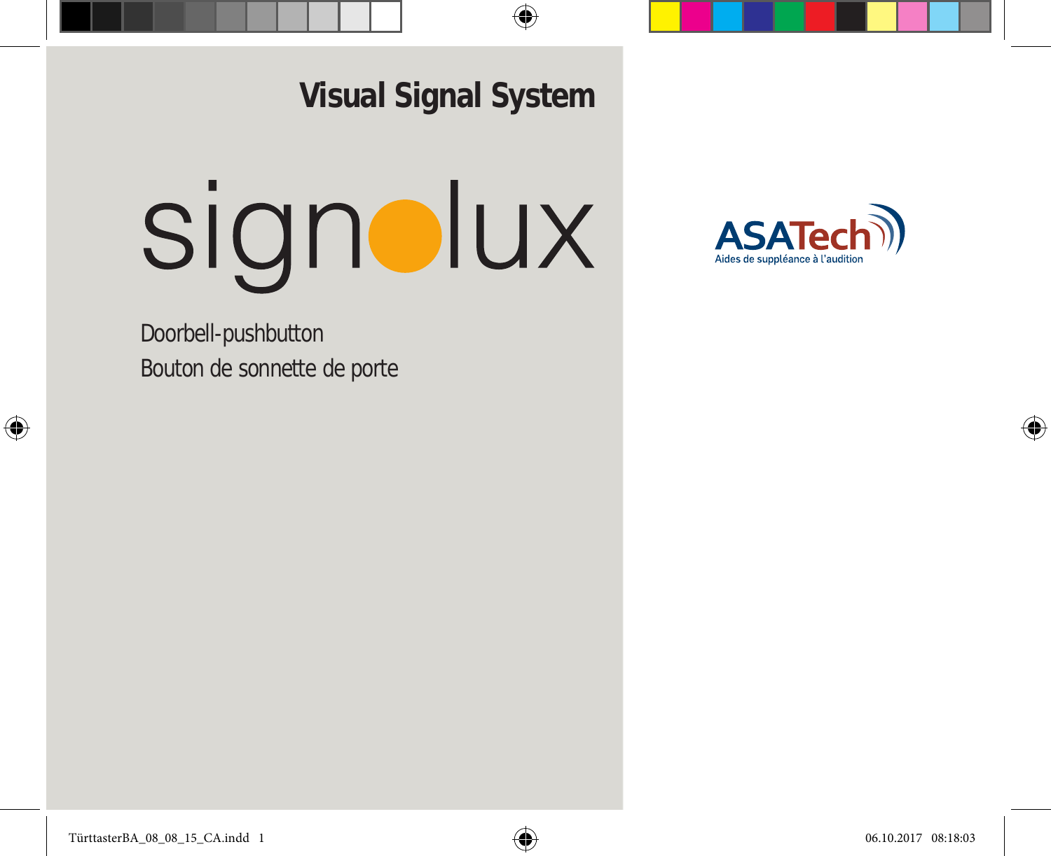**Visual Signal System**

# signolux

Doorbell-pushbutton

Bouton de sonnette de porte

ASATech

Aides de suppléance à l'audition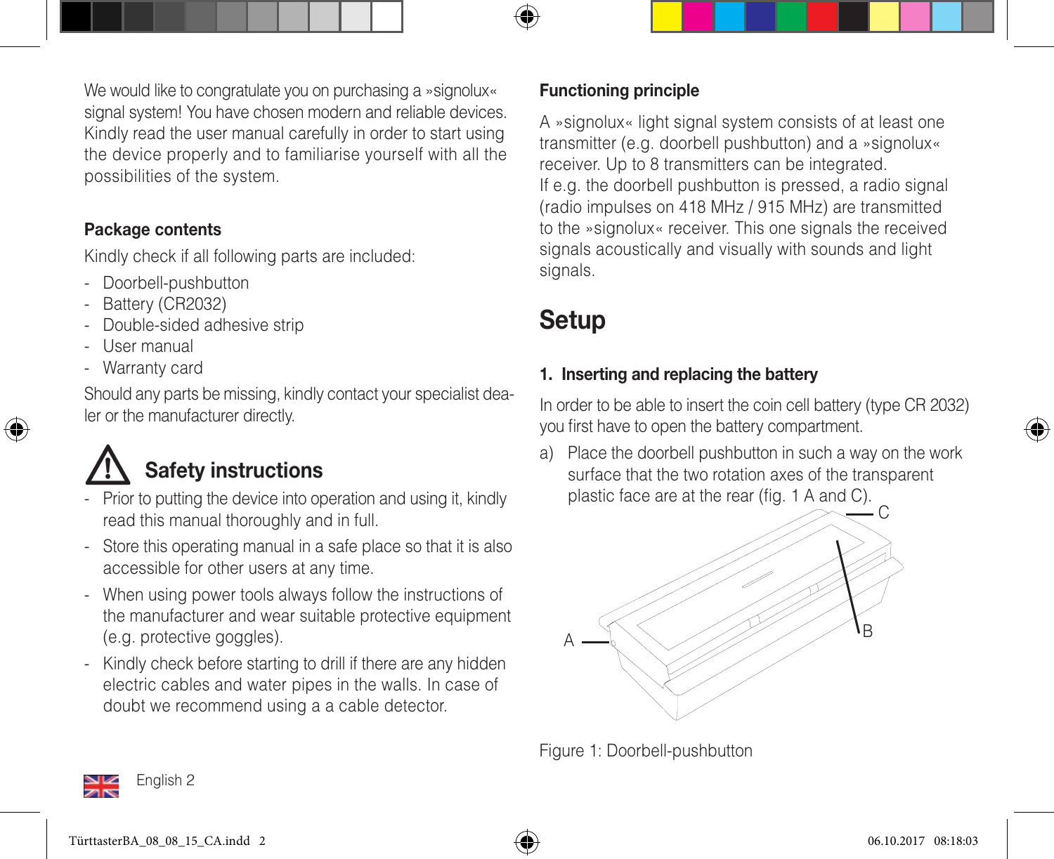We would like to congratulate you on purchasing a »signolux« signal system! You have chosen modern and reliable devices. Kindly read the user manual carefully in order to start using the device properly and to familiarise yourself with all the possibilities of the system.

### Package contents

Kindly check if all following parts are included:

- Doorbell-pushbutton
- Battery (CR2032)
- Double-sided adhesive strip
- User manual
- Warranty card

Should any parts be missing, kindly contact your specialist dealer or the manufacturer directly.

## Safety instructions

- Prior to putting the device into operation and using it, kindly read this manual thoroughly and in full.
- Store this operating manual in a safe place so that it is also accessible for other users at any time.
- When using power tools always follow the instructions of the manufacturer and wear suitable protective equipment (e.g. protective goggles).
- Kindly check before starting to drill if there are any hidden electric cables and water pipes in the walls. In case of doubt we recommend using a a cable detector.

### Functioning principle

A »signolux« light signal system consists of at least one transmitter (e.g. doorbell pushbutton) and a »signolux« receiver. Up to 8 transmitters can be integrated.
If e.g. the doorbell pushbutton is pressed, a radio signal (radio impulses on 418 MHz / 915 MHz) are transmitted to the »signolux« receiver. This one signals the received signals acoustically and visually with sounds and light signals.

# Setup

### 1. Inserting and replacing the battery

In order to be able to insert the coin cell battery (type CR 2032) you first have to open the battery compartment.

a) Place the doorbell pushbutton in such a way on the work surface that the two rotation axes of the transparent plastic face are at the rear (fig. 1 A and C).

Figure 1: Doorbell-pushbutton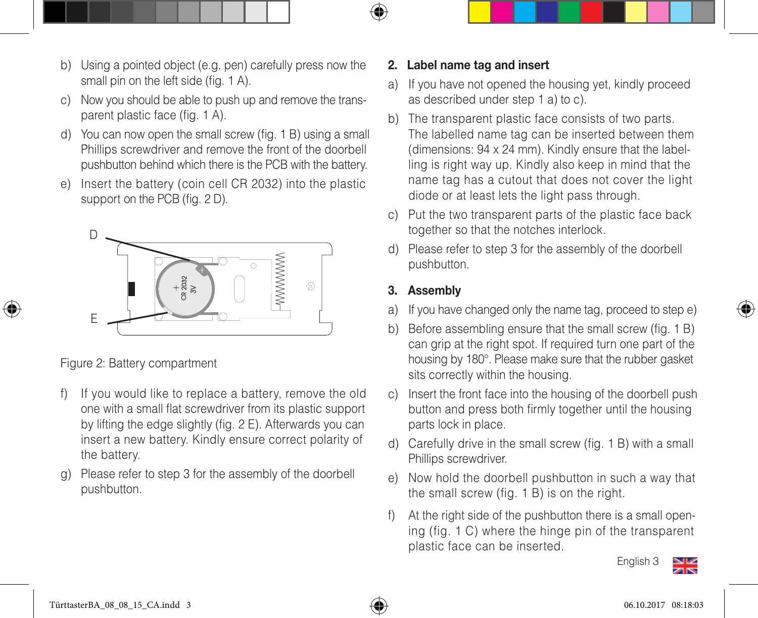b) Using a pointed object (e.g. pen) carefully press now the small pin on the left side (fig. 1 A).

c) Now you should be able to push up and remove the transparent plastic face (fig. 1 A).

d) You can now open the small screw (fig. 1 B) using a small Phillips screwdriver and remove the front of the doorbell pushbutton behind which there is the PCB with the battery.

e) Insert the battery (coin cell CR 2032) into the plastic support on the PCB (fig. 2 D).

Figure 2: Battery compartment

f) If you would like to replace a battery, remove the old one with a small flat screwdriver from its plastic support by lifting the edge slightly (fig. 2 E). Afterwards you can insert a new battery. Kindly ensure correct polarity of the battery.

g) Please refer to step 3 for the assembly of the doorbell pushbutton.

## 2. Label name tag and insert

a) If you have not opened the housing yet, kindly proceed as described under step 1 a) to c).

b) The transparent plastic face consists of two parts. The labelled name tag can be inserted between them (dimensions: 94 x 24 mm). Kindly ensure that the labelling is right way up. Kindly also keep in mind that the name tag has a cutout that does not cover the light diode or at least lets the light pass through.

c) Put the two transparent parts of the plastic face back together so that the notches interlock.

d) Please refer to step 3 for the assembly of the doorbell pushbutton.

## 3. Assembly

a) If you have changed only the name tag, proceed to step e)

b) Before assembling ensure that the small screw (fig. 1 B) can grip at the right spot. If required turn one part of the housing by 180°. Please make sure that the rubber gasket sits correctly within the housing.

c) Insert the front face into the housing of the doorbell push button and press both firmly together until the housing parts lock in place.

d) Carefully drive in the small screw (fig. 1 B) with a small Phillips screwdriver.

e) Now hold the doorbell pushbutton in such a way that the small screw (fig. 1 B) is on the right.

f) At the right side of the pushbutton there is a small opening (fig. 1 C) where the hinge pin of the transparent plastic face can be inserted.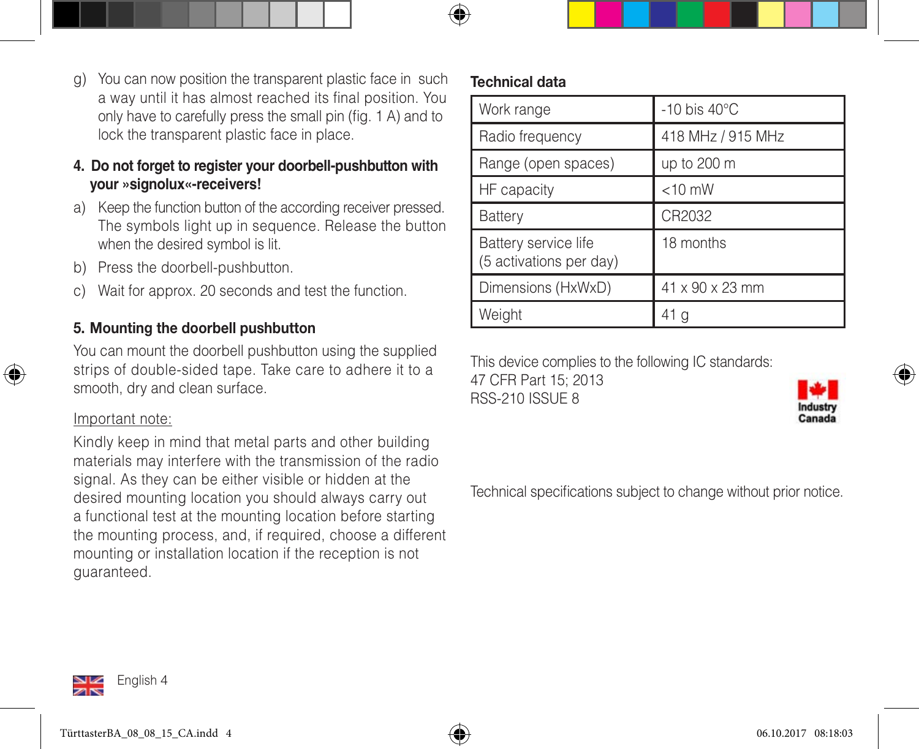g) You can now position the transparent plastic face in such a way until it has almost reached its final position. You only have to carefully press the small pin (fig. 1 A) and to lock the transparent plastic face in place.

## 4. Do not forget to register your doorbell-pushbutton with your »signolux«-receivers!

a) Keep the function button of the according receiver pressed. The symbols light up in sequence. Release the button when the desired symbol is lit.

b) Press the doorbell-pushbutton.

c) Wait for approx. 20 seconds and test the function.

## 5. Mounting the doorbell pushbutton

You can mount the doorbell pushbutton using the supplied strips of double-sided tape. Take care to adhere it to a smooth, dry and clean surface.

Important note:

Kindly keep in mind that metal parts and other building materials may interfere with the transmission of the radio signal. As they can be either visible or hidden at the desired mounting location you should always carry out a functional test at the mounting location before starting the mounting process, and, if required, choose a different mounting or installation location if the reception is not guaranteed.

## Technical data

| Work range | -10 bis 40°C |
|---|---|
| Radio frequency | 418 MHz / 915 MHz |
| Range (open spaces) | up to 200 m |
| HF capacity | <10 mW |
| Battery | CR2032 |
| Battery service life (5 activations per day) | 18 months |
| Dimensions (HxWxD) | 41 x 90 x 23 mm |
| Weight | 41 g |

This device complies to the following IC standards:
47 CFR Part 15; 2013
RSS-210 ISSUE 8

Industry Canada

Technical specifications subject to change without prior notice.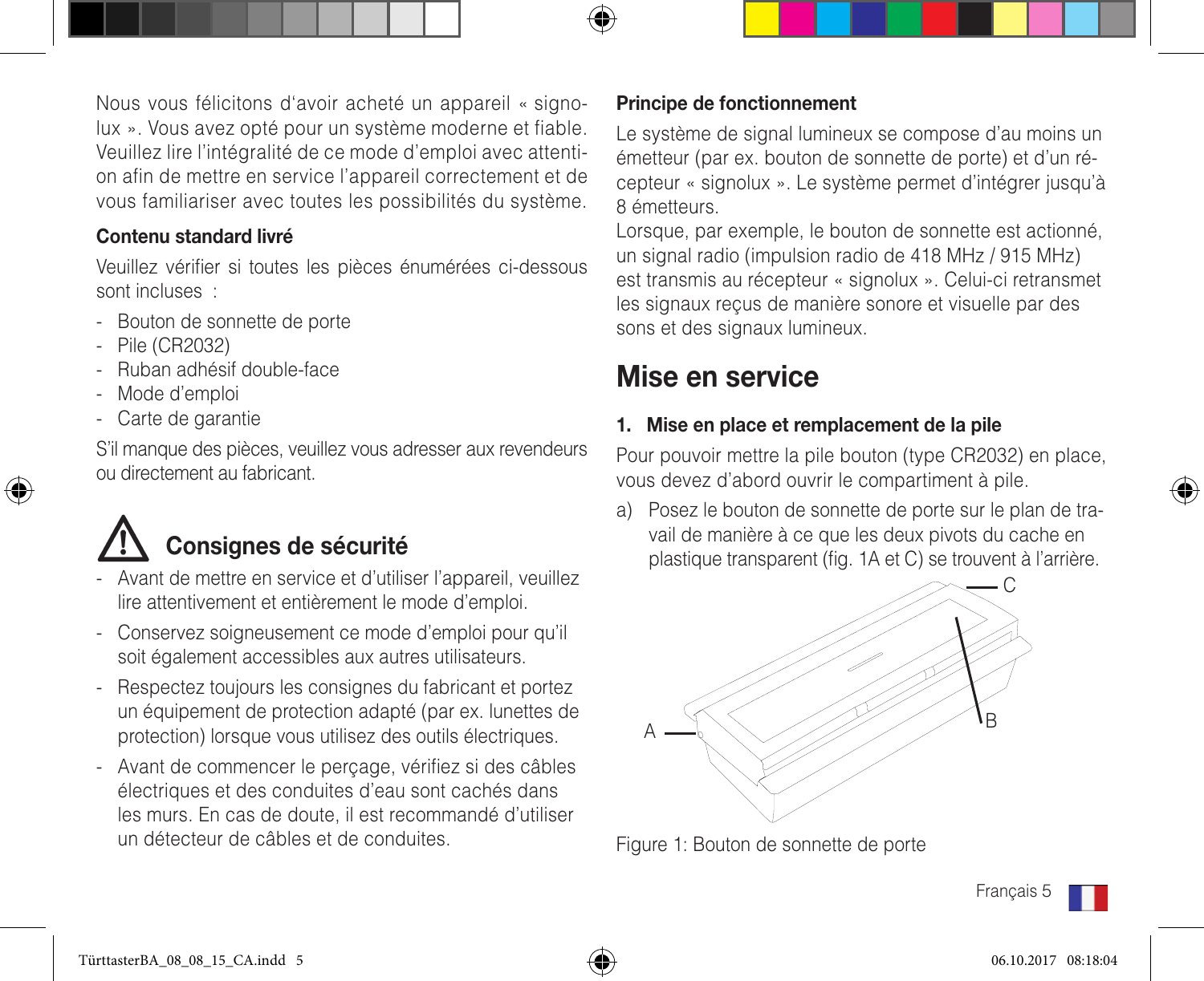Nous vous félicitons d'avoir acheté un appareil « signolux ». Vous avez opté pour un système moderne et fiable. Veuillez lire l'intégralité de ce mode d'emploi avec attention afin de mettre en service l'appareil correctement et de vous familiariser avec toutes les possibilités du système.

### Contenu standard livré

Veuillez vérifier si toutes les pièces énumérées ci-dessous sont incluses :

- Bouton de sonnette de porte
- Pile (CR2032)
- Ruban adhésif double-face
- Mode d'emploi
- Carte de garantie

S'il manque des pièces, veuillez vous adresser aux revendeurs ou directement au fabricant.

## ⚠ Consignes de sécurité

- Avant de mettre en service et d'utiliser l'appareil, veuillez lire attentivement et entièrement le mode d'emploi.
- Conservez soigneusement ce mode d'emploi pour qu'il soit également accessibles aux autres utilisateurs.
- Respectez toujours les consignes du fabricant et portez un équipement de protection adapté (par ex. lunettes de protection) lorsque vous utilisez des outils électriques.
- Avant de commencer le perçage, vérifiez si des câbles électriques et des conduites d'eau sont cachés dans les murs. En cas de doute, il est recommandé d'utiliser un détecteur de câbles et de conduites.

### Principe de fonctionnement

Le système de signal lumineux se compose d'au moins un émetteur (par ex. bouton de sonnette de porte) et d'un récepteur « signolux ». Le système permet d'intégrer jusqu'à 8 émetteurs.
Lorsque, par exemple, le bouton de sonnette est actionné, un signal radio (impulsion radio de 418 MHz / 915 MHz) est transmis au récepteur « signolux ». Celui-ci retransmet les signaux reçus de manière sonore et visuelle par des sons et des signaux lumineux.

# Mise en service

### 1. Mise en place et remplacement de la pile

Pour pouvoir mettre la pile bouton (type CR2032) en place, vous devez d'abord ouvrir le compartiment à pile.

a) Posez le bouton de sonnette de porte sur le plan de travail de manière à ce que les deux pivots du cache en plastique transparent (fig. 1A et C) se trouvent à l'arrière.

Figure 1: Bouton de sonnette de porte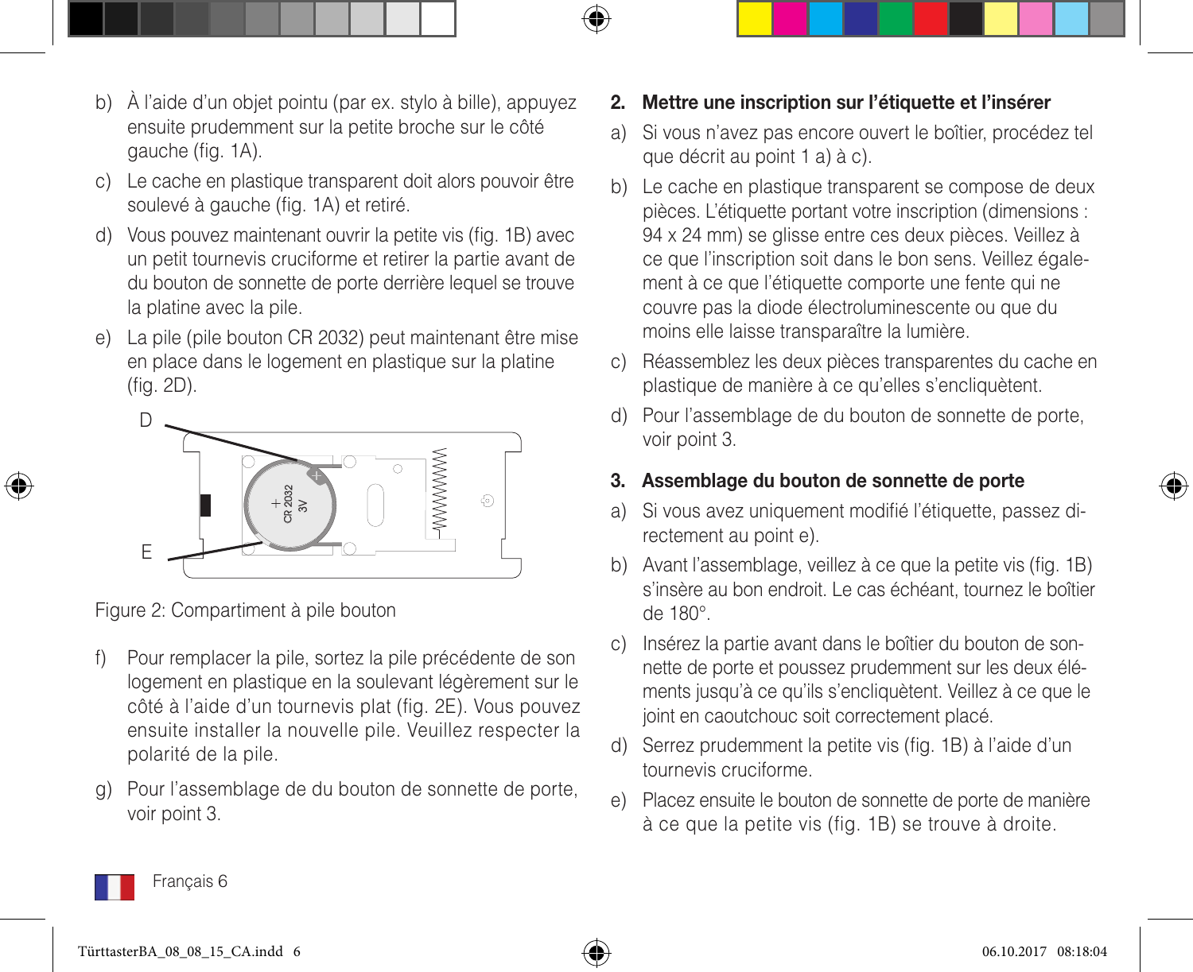b) À l'aide d'un objet pointu (par ex. stylo à bille), appuyez ensuite prudemment sur la petite broche sur le côté gauche (fig. 1A).

c) Le cache en plastique transparent doit alors pouvoir être soulevé à gauche (fig. 1A) et retiré.

d) Vous pouvez maintenant ouvrir la petite vis (fig. 1B) avec un petit tournevis cruciforme et retirer la partie avant de du bouton de sonnette de porte derrière lequel se trouve la platine avec la pile.

e) La pile (pile bouton CR 2032) peut maintenant être mise en place dans le logement en plastique sur la platine (fig. 2D).

Figure 2: Compartiment à pile bouton

f) Pour remplacer la pile, sortez la pile précédente de son logement en plastique en la soulevant légèrement sur le côté à l'aide d'un tournevis plat (fig. 2E). Vous pouvez ensuite installer la nouvelle pile. Veuillez respecter la polarité de la pile.

g) Pour l'assemblage de du bouton de sonnette de porte, voir point 3.

## 2. Mettre une inscription sur l'étiquette et l'insérer

a) Si vous n'avez pas encore ouvert le boîtier, procédez tel que décrit au point 1 a) à c).

b) Le cache en plastique transparent se compose de deux pièces. L'étiquette portant votre inscription (dimensions : 94 x 24 mm) se glisse entre ces deux pièces. Veillez à ce que l'inscription soit dans le bon sens. Veillez également à ce que l'étiquette comporte une fente qui ne couvre pas la diode électroluminescente ou que du moins elle laisse transparaître la lumière.

c) Réassemblez les deux pièces transparentes du cache en plastique de manière à ce qu'elles s'encliquètent.

d) Pour l'assemblage de du bouton de sonnette de porte, voir point 3.

## 3. Assemblage du bouton de sonnette de porte

a) Si vous avez uniquement modifié l'étiquette, passez directement au point e).

b) Avant l'assemblage, veillez à ce que la petite vis (fig. 1B) s'insère au bon endroit. Le cas échéant, tournez le boîtier de 180°.

c) Insérez la partie avant dans le boîtier du bouton de sonnette de porte et poussez prudemment sur les deux éléments jusqu'à ce qu'ils s'encliquètent. Veillez à ce que le joint en caoutchouc soit correctement placé.

d) Serrez prudemment la petite vis (fig. 1B) à l'aide d'un tournevis cruciforme.

e) Placez ensuite le bouton de sonnette de porte de manière à ce que la petite vis (fig. 1B) se trouve à droite.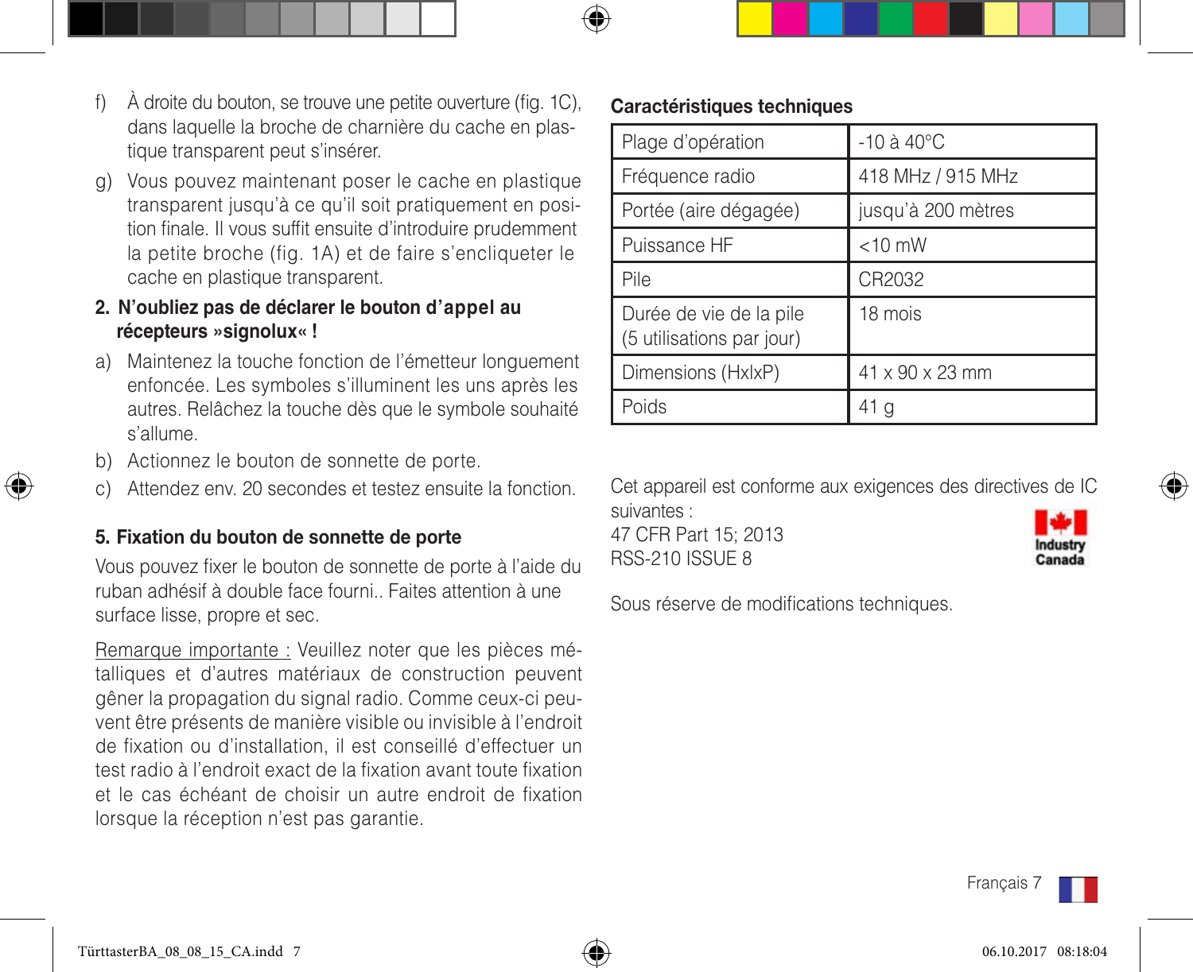f) À droite du bouton, se trouve une petite ouverture (fig. 1C), dans laquelle la broche de charnière du cache en plastique transparent peut s'insérer.

g) Vous pouvez maintenant poser le cache en plastique transparent jusqu'à ce qu'il soit pratiquement en position finale. Il vous suffit ensuite d'introduire prudemment la petite broche (fig. 1A) et de faire s'encliqueter le cache en plastique transparent.

**2. N'oubliez pas de déclarer le bouton d'appel au récepteurs »signolux« !**

a) Maintenez la touche fonction de l'émetteur longuement enfoncée. Les symboles s'illuminent les uns après les autres. Relâchez la touche dès que le symbole souhaité s'allume.

b) Actionnez le bouton de sonnette de porte.

c) Attendez env. 20 secondes et testez ensuite la fonction.

## 5. Fixation du bouton de sonnette de porte

Vous pouvez fixer le bouton de sonnette de porte à l'aide du ruban adhésif à double face fourni.. Faites attention à une surface lisse, propre et sec.

Remarque importante : Veuillez noter que les pièces métalliques et d'autres matériaux de construction peuvent gêner la propagation du signal radio. Comme ceux-ci peuvent être présents de manière visible ou invisible à l'endroit de fixation ou d'installation, il est conseillé d'effectuer un test radio à l'endroit exact de la fixation avant toute fixation et le cas échéant de choisir un autre endroit de fixation lorsque la réception n'est pas garantie.

## Caractéristiques techniques

| | |
|---|---|
| Plage d'opération | -10 à 40°C |
| Fréquence radio | 418 MHz / 915 MHz |
| Portée (aire dégagée) | jusqu'à 200 mètres |
| Puissance HF | <10 mW |
| Pile | CR2032 |
| Durée de vie de la pile (5 utilisations par jour) | 18 mois |
| Dimensions (HxlxP) | 41 x 90 x 23 mm |
| Poids | 41 g |

Cet appareil est conforme aux exigences des directives de IC suivantes :
47 CFR Part 15; 2013
RSS-210 ISSUE 8

Industry Canada

Sous réserve de modifications techniques.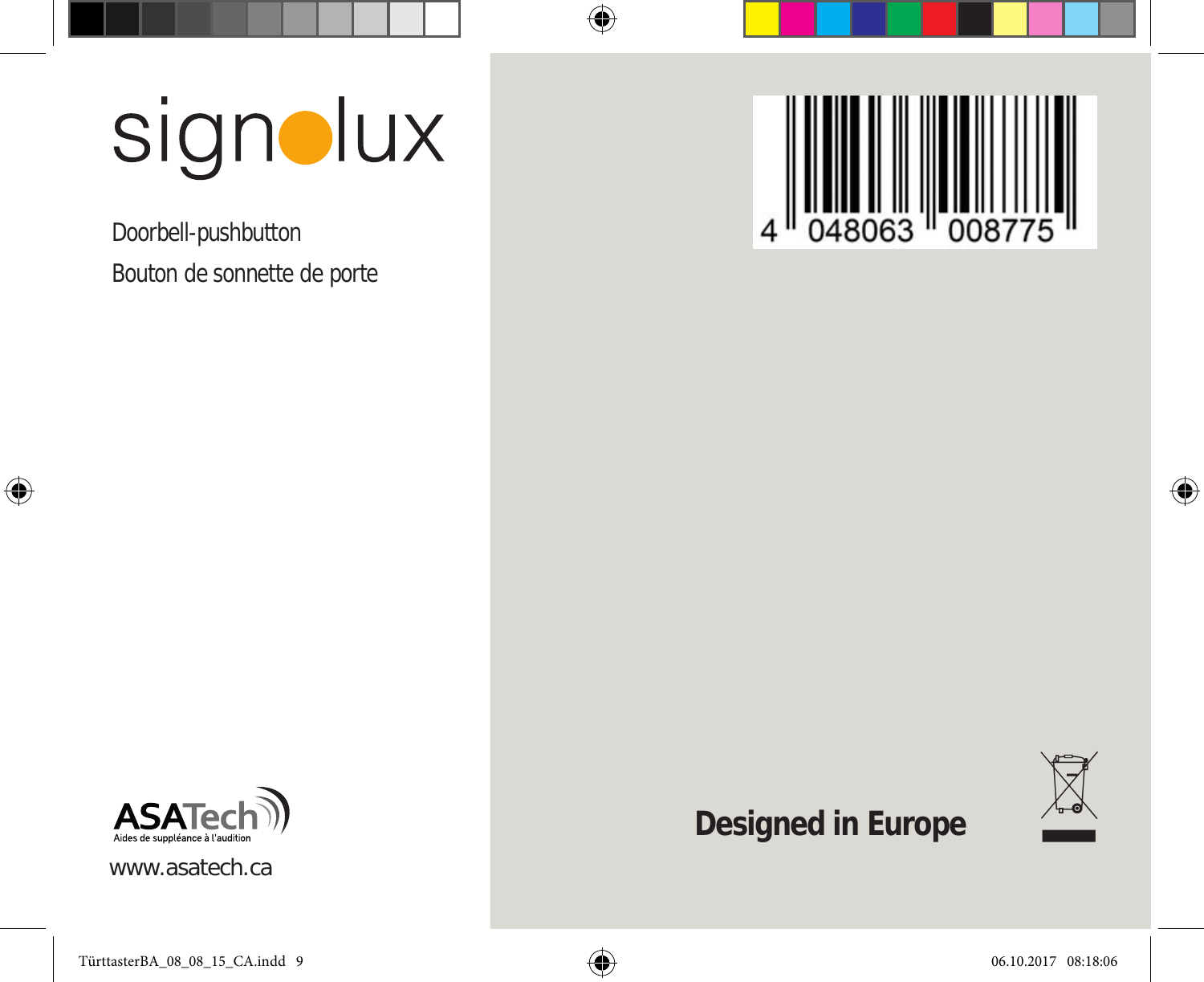# signolux

Doorbell-pushbutton

Bouton de sonnette de porte

4 048063 008775

ASATech

Aides de suppléance à l'audition

www.asatech.ca

**Designed in Europe**